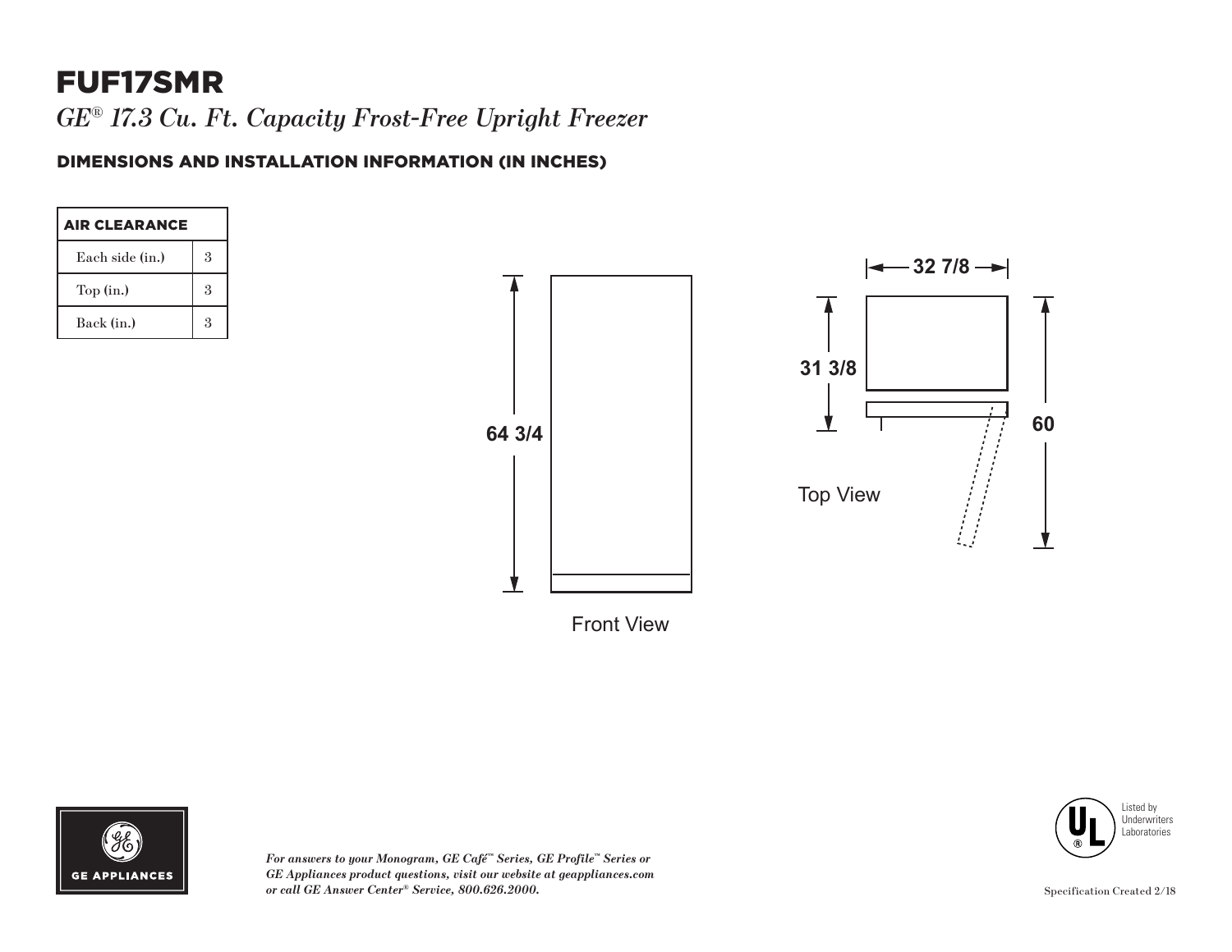# FUF17SMR

*GE® 17.3 Cu. Ft. Capacity Frost-Free Upright Freezer*

## DIMENSIONS AND INSTALLATION INFORMATION (IN INCHES)

| AIR CLEARANCE | |
|---|---|
| Each side (in.) | 3 |
| Top (in.) | 3 |
| Back (in.) | 3 |

64 3/4

Front View

32 7/8

31 3/8

60

Top View

GE APPLIANCES

*For answers to your Monogram, GE Café™ Series, GE Profile™ Series or GE Appliances product questions, visit our website at geappliances.com or call GE Answer Center® Service, 800.626.2000.*

Listed by Underwriters Laboratories

Specification Created 2/18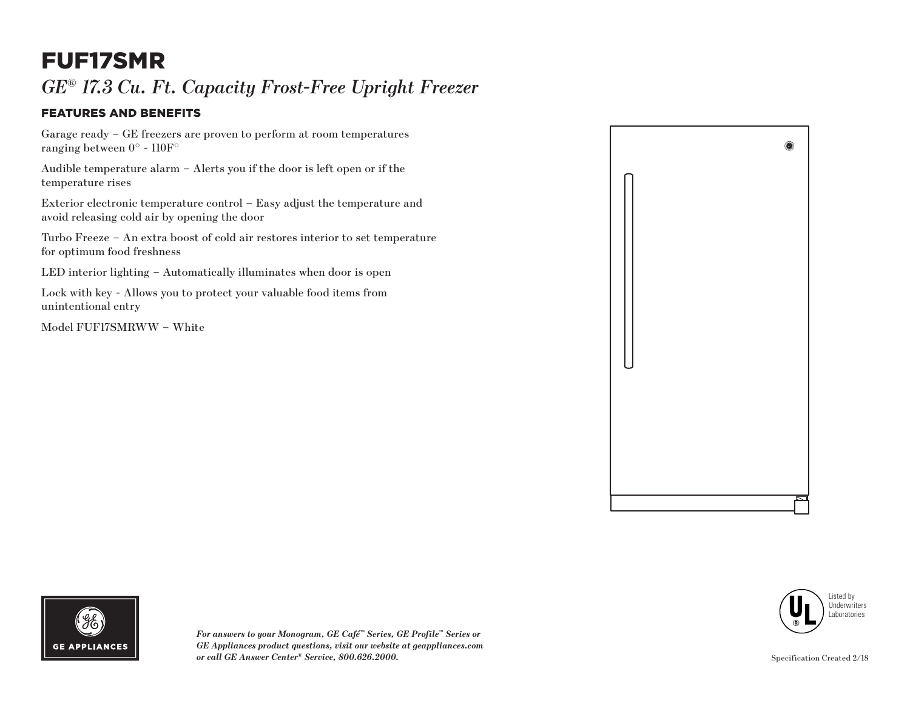# FUF17SMR

*GE® 17.3 Cu. Ft. Capacity Frost-Free Upright Freezer*

## FEATURES AND BENEFITS

Garage ready – GE freezers are proven to perform at room temperatures ranging between 0° - 110F°

Audible temperature alarm – Alerts you if the door is left open or if the temperature rises

Exterior electronic temperature control – Easy adjust the temperature and avoid releasing cold air by opening the door

Turbo Freeze – An extra boost of cold air restores interior to set temperature for optimum food freshness

LED interior lighting – Automatically illuminates when door is open

Lock with key - Allows you to protect your valuable food items from unintentional entry

Model FUF17SMRWW – White

GE APPLIANCES

***For answers to your Monogram, GE Café™ Series, GE Profile™ Series or GE Appliances product questions, visit our website at geappliances.com or call GE Answer Center® Service, 800.626.2000.***

Listed by Underwriters Laboratories

Specification Created 2/18